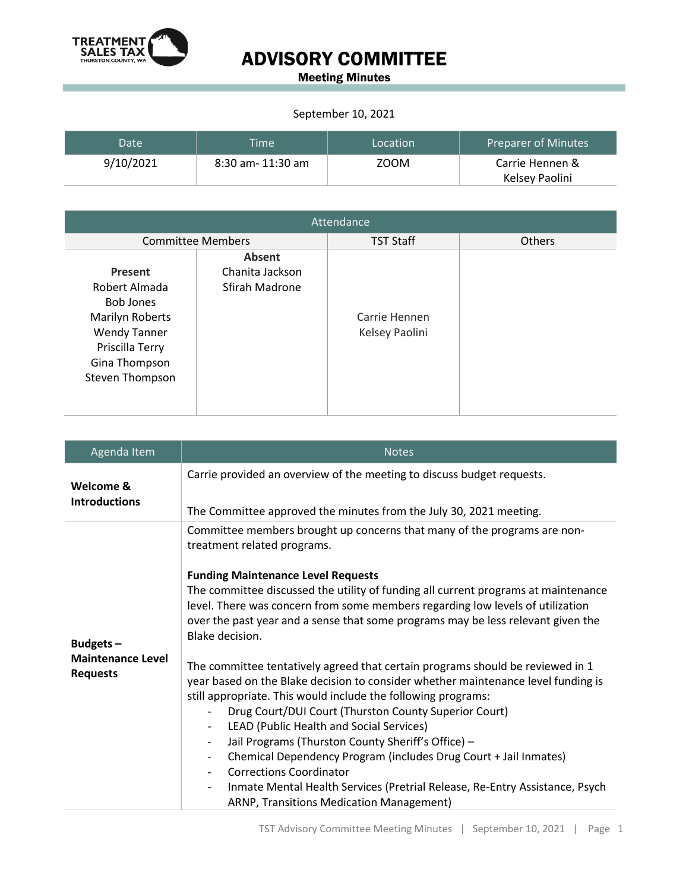# ADVISORY COMMITTEE

## Meeting Minutes

September 10, 2021

| Date | Time | Location | Preparer of Minutes |
|---|---|---|---|
| 9/10/2021 | 8:30 am- 11:30 am | ZOOM | Carrie Hennen & Kelsey Paolini |

| Attendance | | | |
|---|---|---|---|
| Committee Members | | TST Staff | Others |
| **Present**<br>Robert Almada<br>Bob Jones<br>Marilyn Roberts<br>Wendy Tanner<br>Priscilla Terry<br>Gina Thompson<br>Steven Thompson | **Absent**<br>Chanita Jackson<br>Sfirah Madrone | Carrie Hennen<br>Kelsey Paolini | |

| Agenda Item | Notes |
|---|---|
| **Welcome & Introductions** | Carrie provided an overview of the meeting to discuss budget requests.<br><br>The Committee approved the minutes from the July 30, 2021 meeting. |
| **Budgets – Maintenance Level Requests** | Committee members brought up concerns that many of the programs are non-treatment related programs.<br><br>**Funding Maintenance Level Requests**<br>The committee discussed the utility of funding all current programs at maintenance level. There was concern from some members regarding low levels of utilization over the past year and a sense that some programs may be less relevant given the Blake decision.<br><br>The committee tentatively agreed that certain programs should be reviewed in 1 year based on the Blake decision to consider whether maintenance level funding is still appropriate. This would include the following programs:<br>- Drug Court/DUI Court (Thurston County Superior Court)<br>- LEAD (Public Health and Social Services)<br>- Jail Programs (Thurston County Sheriff's Office) –<br>- Chemical Dependency Program (includes Drug Court + Jail Inmates)<br>- Corrections Coordinator<br>- Inmate Mental Health Services (Pretrial Release, Re-Entry Assistance, Psych ARNP, Transitions Medication Management) |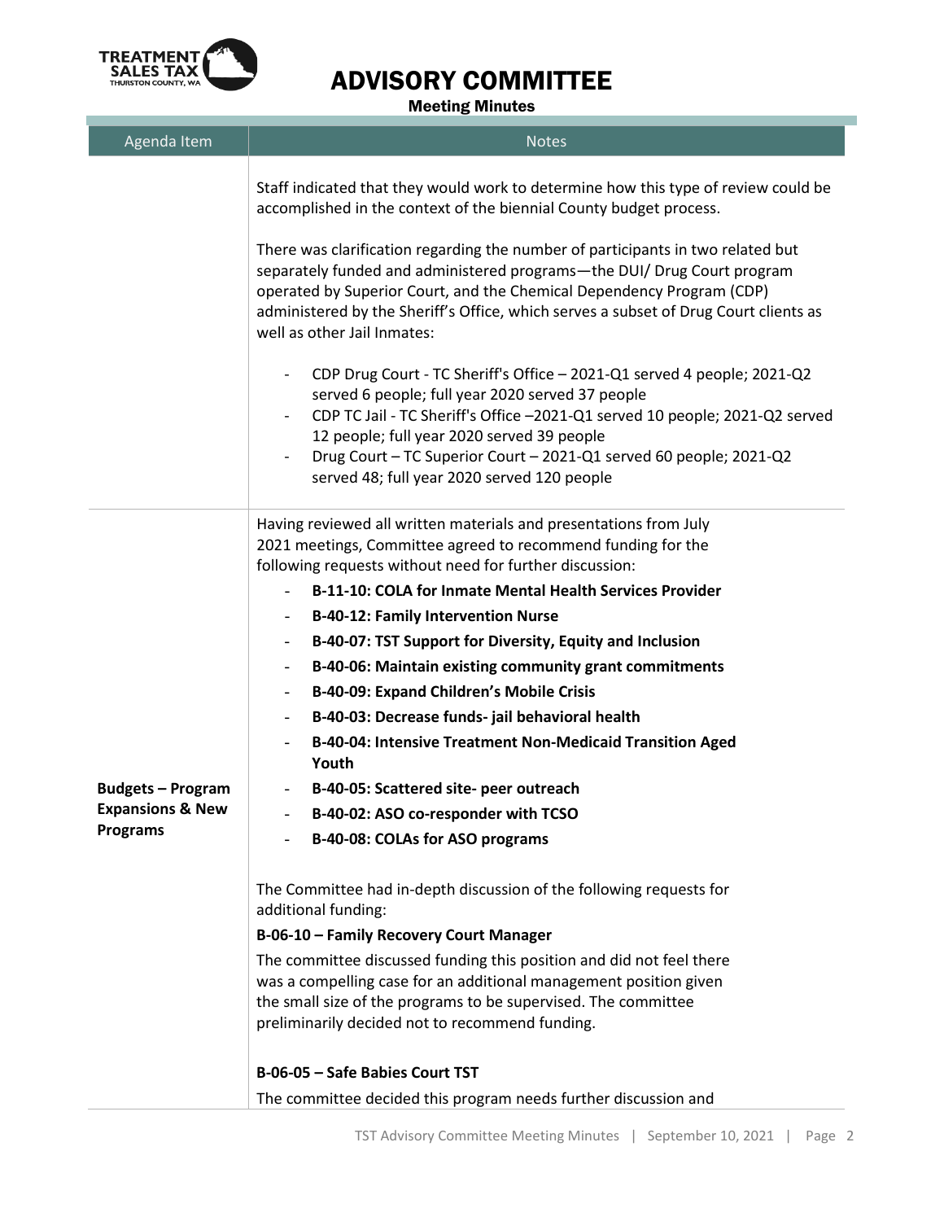# ADVISORY COMMITTEE

Meeting Minutes

| Agenda Item | Notes |
|---|---|
| | Staff indicated that they would work to determine how this type of review could be accomplished in the context of the biennial County budget process.<br><br>There was clarification regarding the number of participants in two related but separately funded and administered programs—the DUI/ Drug Court program operated by Superior Court, and the Chemical Dependency Program (CDP) administered by the Sheriff's Office, which serves a subset of Drug Court clients as well as other Jail Inmates:<br><br>- CDP Drug Court - TC Sheriff's Office – 2021-Q1 served 4 people; 2021-Q2 served 6 people; full year 2020 served 37 people<br>- CDP TC Jail - TC Sheriff's Office –2021-Q1 served 10 people; 2021-Q2 served 12 people; full year 2020 served 39 people<br>- Drug Court – TC Superior Court – 2021-Q1 served 60 people; 2021-Q2 served 48; full year 2020 served 120 people |
| **Budgets – Program Expansions & New Programs** | Having reviewed all written materials and presentations from July 2021 meetings, Committee agreed to recommend funding for the following requests without need for further discussion:<br>- **B-11-10: COLA for Inmate Mental Health Services Provider**<br>- **B-40-12: Family Intervention Nurse**<br>- **B-40-07: TST Support for Diversity, Equity and Inclusion**<br>- **B-40-06: Maintain existing community grant commitments**<br>- **B-40-09: Expand Children's Mobile Crisis**<br>- **B-40-03: Decrease funds- jail behavioral health**<br>- **B-40-04: Intensive Treatment Non-Medicaid Transition Aged Youth**<br>- **B-40-05: Scattered site- peer outreach**<br>- **B-40-02: ASO co-responder with TCSO**<br>- **B-40-08: COLAs for ASO programs**<br><br>The Committee had in-depth discussion of the following requests for additional funding:<br>**B-06-10 – Family Recovery Court Manager**<br>The committee discussed funding this position and did not feel there was a compelling case for an additional management position given the small size of the programs to be supervised. The committee preliminarily decided not to recommend funding.<br><br>**B-06-05 – Safe Babies Court TST**<br>The committee decided this program needs further discussion and |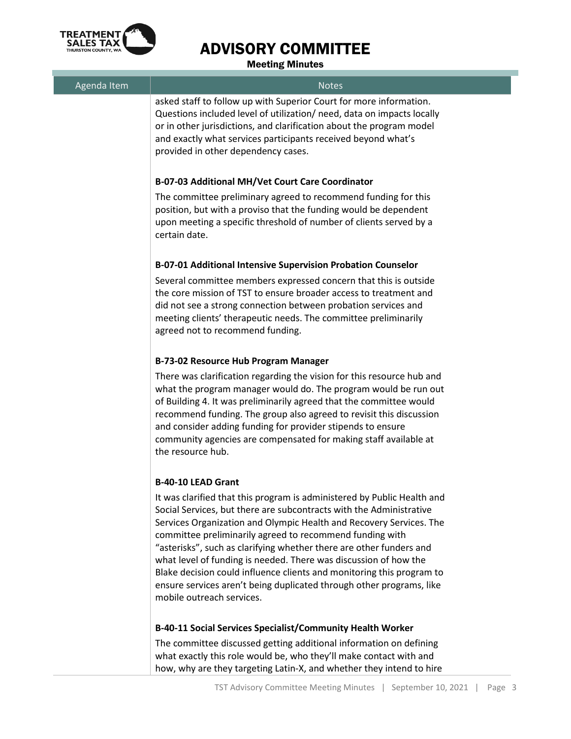| Agenda Item | Notes |
|---|---|
| | asked staff to follow up with Superior Court for more information. Questions included level of utilization/ need, data on impacts locally or in other jurisdictions, and clarification about the program model and exactly what services participants received beyond what's provided in other dependency cases. |
| | **B-07-03 Additional MH/Vet Court Care Coordinator** The committee preliminary agreed to recommend funding for this position, but with a proviso that the funding would be dependent upon meeting a specific threshold of number of clients served by a certain date. |
| | **B-07-01 Additional Intensive Supervision Probation Counselor** Several committee members expressed concern that this is outside the core mission of TST to ensure broader access to treatment and did not see a strong connection between probation services and meeting clients' therapeutic needs. The committee preliminarily agreed not to recommend funding. |
| | **B-73-02 Resource Hub Program Manager** There was clarification regarding the vision for this resource hub and what the program manager would do. The program would be run out of Building 4. It was preliminarily agreed that the committee would recommend funding. The group also agreed to revisit this discussion and consider adding funding for provider stipends to ensure community agencies are compensated for making staff available at the resource hub. |
| | **B-40-10 LEAD Grant** It was clarified that this program is administered by Public Health and Social Services, but there are subcontracts with the Administrative Services Organization and Olympic Health and Recovery Services. The committee preliminarily agreed to recommend funding with "asterisks", such as clarifying whether there are other funders and what level of funding is needed. There was discussion of how the Blake decision could influence clients and monitoring this program to ensure services aren't being duplicated through other programs, like mobile outreach services. |
| | **B-40-11 Social Services Specialist/Community Health Worker** The committee discussed getting additional information on defining what exactly this role would be, who they'll make contact with and how, why are they targeting Latin-X, and whether they intend to hire |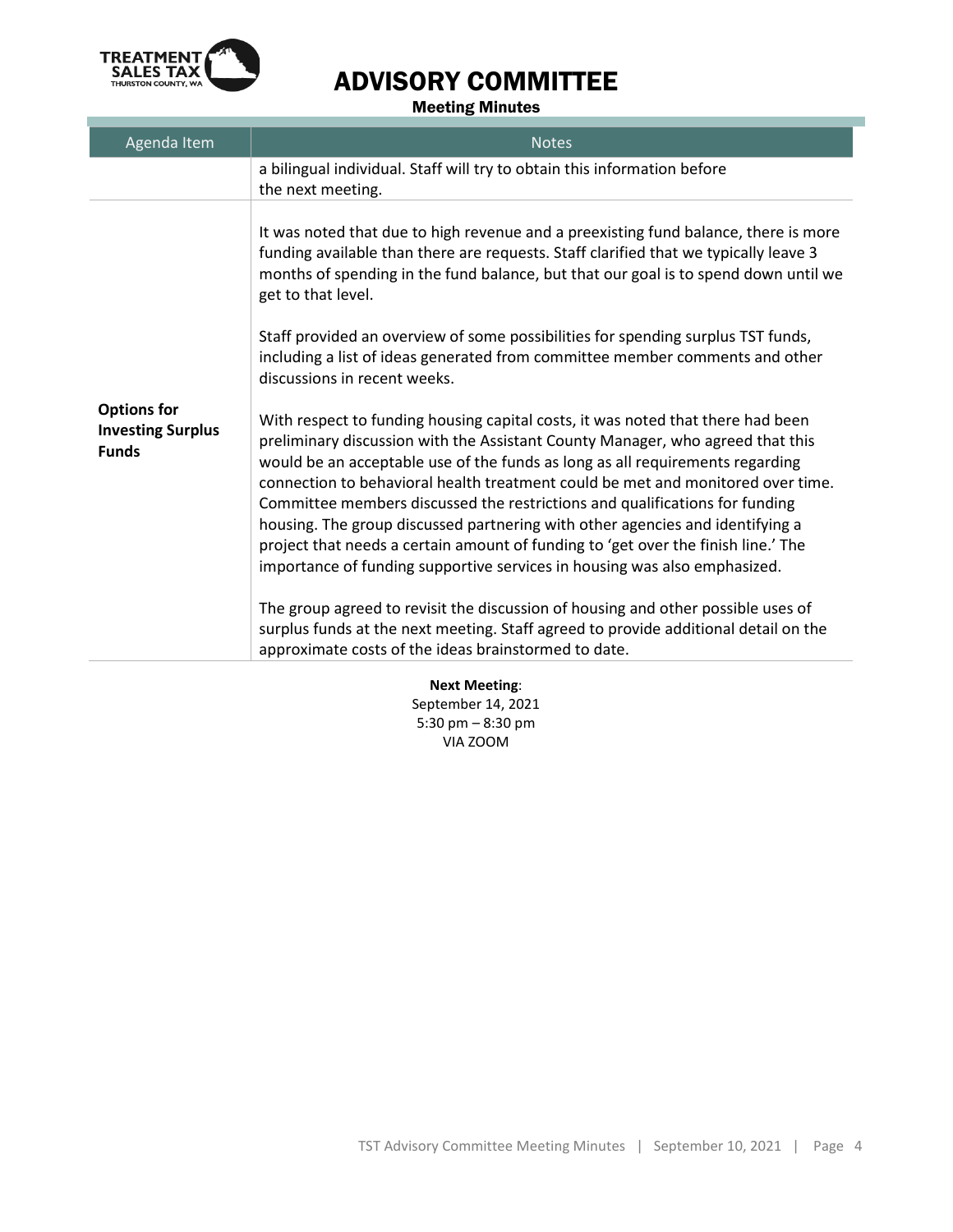# ADVISORY COMMITTEE

Meeting Minutes

| Agenda Item | Notes |
| --- | --- |
| | a bilingual individual. Staff will try to obtain this information before the next meeting. |
| **Options for Investing Surplus Funds** | It was noted that due to high revenue and a preexisting fund balance, there is more funding available than there are requests. Staff clarified that we typically leave 3 months of spending in the fund balance, but that our goal is to spend down until we get to that level.<br><br>Staff provided an overview of some possibilities for spending surplus TST funds, including a list of ideas generated from committee member comments and other discussions in recent weeks.<br><br>With respect to funding housing capital costs, it was noted that there had been preliminary discussion with the Assistant County Manager, who agreed that this would be an acceptable use of the funds as long as all requirements regarding connection to behavioral health treatment could be met and monitored over time. Committee members discussed the restrictions and qualifications for funding housing. The group discussed partnering with other agencies and identifying a project that needs a certain amount of funding to 'get over the finish line.' The importance of funding supportive services in housing was also emphasized.<br><br>The group agreed to revisit the discussion of housing and other possible uses of surplus funds at the next meeting. Staff agreed to provide additional detail on the approximate costs of the ideas brainstormed to date. |

**Next Meeting**:
September 14, 2021
5:30 pm – 8:30 pm
VIA ZOOM